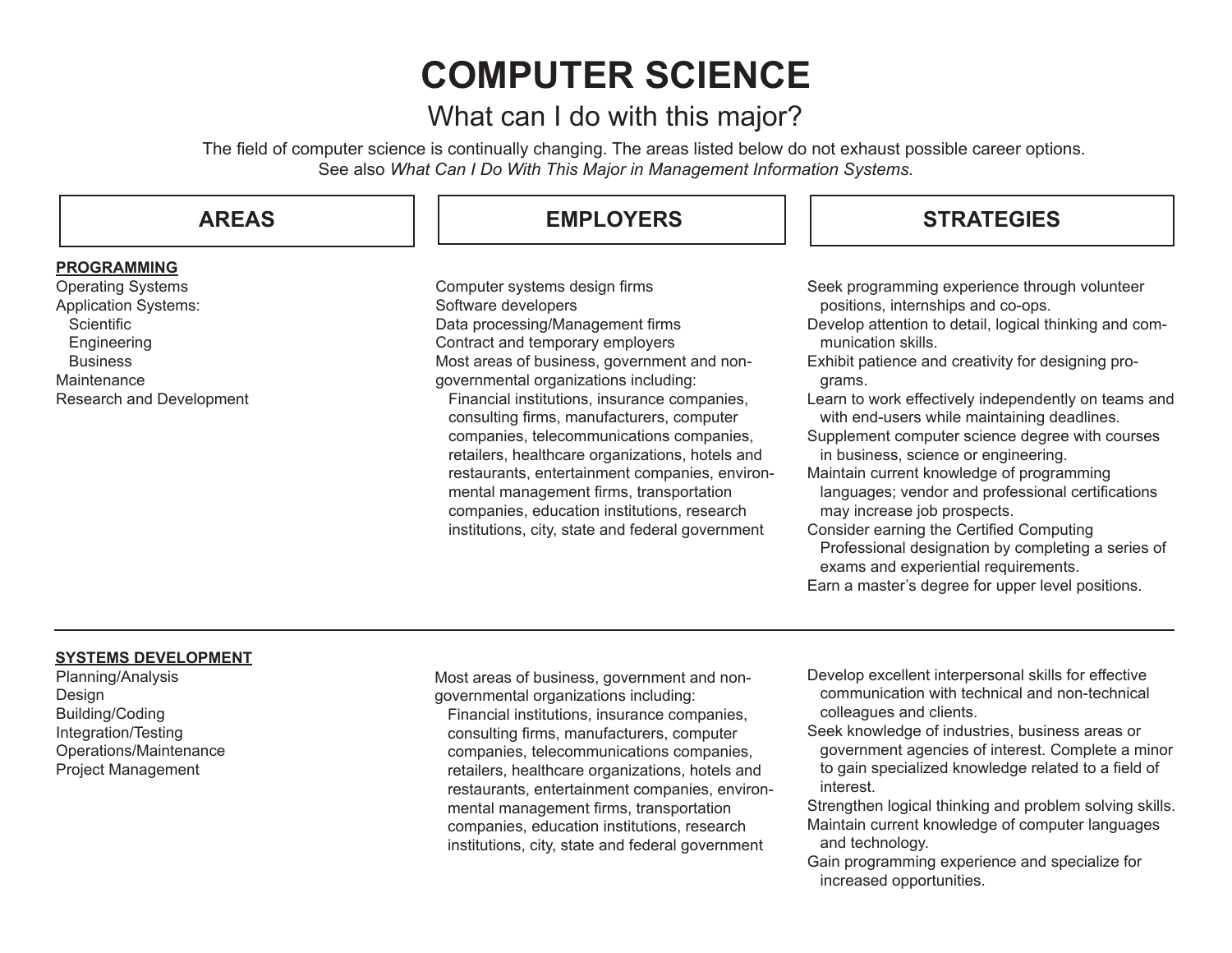# COMPUTER SCIENCE

## What can I do with this major?

The field of computer science is continually changing. The areas listed below do not exhaust possible career options. See also *What Can I Do With This Major in Management Information Systems.*

| AREAS | EMPLOYERS | STRATEGIES |
| --- | --- | --- |
| **PROGRAMMING**<br>Operating Systems<br>Application Systems:<br>&nbsp;&nbsp;Scientific<br>&nbsp;&nbsp;Engineering<br>&nbsp;&nbsp;Business<br>Maintenance<br>Research and Development | Computer systems design firms<br>Software developers<br>Data processing/Management firms<br>Contract and temporary employers<br>Most areas of business, government and non-governmental organizations including:<br>&nbsp;&nbsp;Financial institutions, insurance companies, consulting firms, manufacturers, computer companies, telecommunications companies, retailers, healthcare organizations, hotels and restaurants, entertainment companies, environmental management firms, transportation companies, education institutions, research institutions, city, state and federal government | Seek programming experience through volunteer positions, internships and co-ops.<br>Develop attention to detail, logical thinking and communication skills.<br>Exhibit patience and creativity for designing programs.<br>Learn to work effectively independently on teams and with end-users while maintaining deadlines.<br>Supplement computer science degree with courses in business, science or engineering.<br>Maintain current knowledge of programming languages; vendor and professional certifications may increase job prospects.<br>Consider earning the Certified Computing Professional designation by completing a series of exams and experiential requirements.<br>Earn a master's degree for upper level positions. |
| **SYSTEMS DEVELOPMENT**<br>Planning/Analysis<br>Design<br>Building/Coding<br>Integration/Testing<br>Operations/Maintenance<br>Project Management | Most areas of business, government and non-governmental organizations including:<br>&nbsp;&nbsp;Financial institutions, insurance companies, consulting firms, manufacturers, computer companies, telecommunications companies, retailers, healthcare organizations, hotels and restaurants, entertainment companies, environmental management firms, transportation companies, education institutions, research institutions, city, state and federal government | Develop excellent interpersonal skills for effective communication with technical and non-technical colleagues and clients.<br>Seek knowledge of industries, business areas or government agencies of interest. Complete a minor to gain specialized knowledge related to a field of interest.<br>Strengthen logical thinking and problem solving skills.<br>Maintain current knowledge of computer languages and technology.<br>Gain programming experience and specialize for increased opportunities. |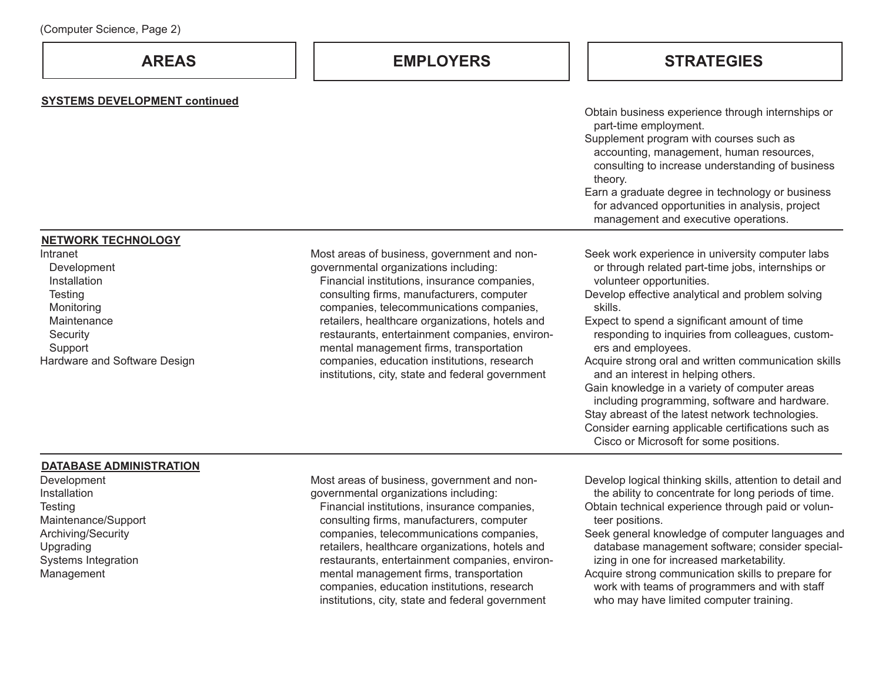| AREAS | EMPLOYERS | STRATEGIES |
| --- | --- | --- |
| **SYSTEMS DEVELOPMENT continued** | | Obtain business experience through internships or part-time employment.<br>Supplement program with courses such as accounting, management, human resources, consulting to increase understanding of business theory.<br>Earn a graduate degree in technology or business for advanced opportunities in analysis, project management and executive operations. |
| **NETWORK TECHNOLOGY**<br>Intranet<br>Development<br>Installation<br>Testing<br>Monitoring<br>Maintenance<br>Security<br>Support<br>Hardware and Software Design | Most areas of business, government and non-governmental organizations including:<br>Financial institutions, insurance companies, consulting firms, manufacturers, computer companies, telecommunications companies, retailers, healthcare organizations, hotels and restaurants, entertainment companies, environmental management firms, transportation companies, education institutions, research institutions, city, state and federal government | Seek work experience in university computer labs or through related part-time jobs, internships or volunteer opportunities.<br>Develop effective analytical and problem solving skills.<br>Expect to spend a significant amount of time responding to inquiries from colleagues, customers and employees.<br>Acquire strong oral and written communication skills and an interest in helping others.<br>Gain knowledge in a variety of computer areas including programming, software and hardware.<br>Stay abreast of the latest network technologies.<br>Consider earning applicable certifications such as Cisco or Microsoft for some positions. |
| **DATABASE ADMINISTRATION**<br>Development<br>Installation<br>Testing<br>Maintenance/Support<br>Archiving/Security<br>Upgrading<br>Systems Integration<br>Management | Most areas of business, government and non-governmental organizations including:<br>Financial institutions, insurance companies, consulting firms, manufacturers, computer companies, telecommunications companies, retailers, healthcare organizations, hotels and restaurants, entertainment companies, environmental management firms, transportation companies, education institutions, research institutions, city, state and federal government | Develop logical thinking skills, attention to detail and the ability to concentrate for long periods of time.<br>Obtain technical experience through paid or volunteer positions.<br>Seek general knowledge of computer languages and database management software; consider specializing in one for increased marketability.<br>Acquire strong communication skills to prepare for work with teams of programmers and with staff who may have limited computer training. |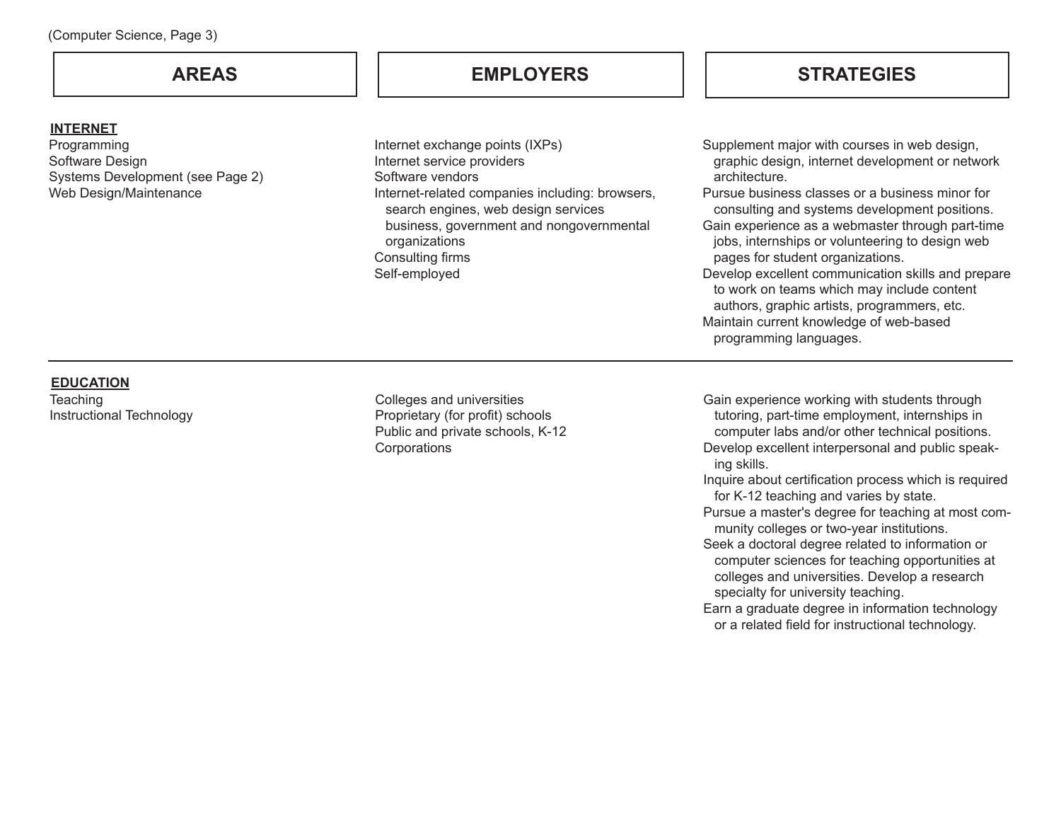(Computer Science, Page 3)

| AREAS | EMPLOYERS | STRATEGIES |
|---|---|---|
| **INTERNET**<br>Programming<br>Software Design<br>Systems Development (see Page 2)<br>Web Design/Maintenance | Internet exchange points (IXPs)<br>Internet service providers<br>Software vendors<br>Internet-related companies including: browsers, search engines, web design services business, government and nongovernmental organizations<br>Consulting firms<br>Self-employed | Supplement major with courses in web design, graphic design, internet development or network architecture.<br>Pursue business classes or a business minor for consulting and systems development positions.<br>Gain experience as a webmaster through part-time jobs, internships or volunteering to design web pages for student organizations.<br>Develop excellent communication skills and prepare to work on teams which may include content authors, graphic artists, programmers, etc.<br>Maintain current knowledge of web-based programming languages. |
| **EDUCATION**<br>Teaching<br>Instructional Technology | Colleges and universities<br>Proprietary (for profit) schools<br>Public and private schools, K-12<br>Corporations | Gain experience working with students through tutoring, part-time employment, internships in computer labs and/or other technical positions.<br>Develop excellent interpersonal and public speaking skills.<br>Inquire about certification process which is required for K-12 teaching and varies by state.<br>Pursue a master's degree for teaching at most community colleges or two-year institutions.<br>Seek a doctoral degree related to information or computer sciences for teaching opportunities at colleges and universities. Develop a research specialty for university teaching.<br>Earn a graduate degree in information technology or a related field for instructional technology. |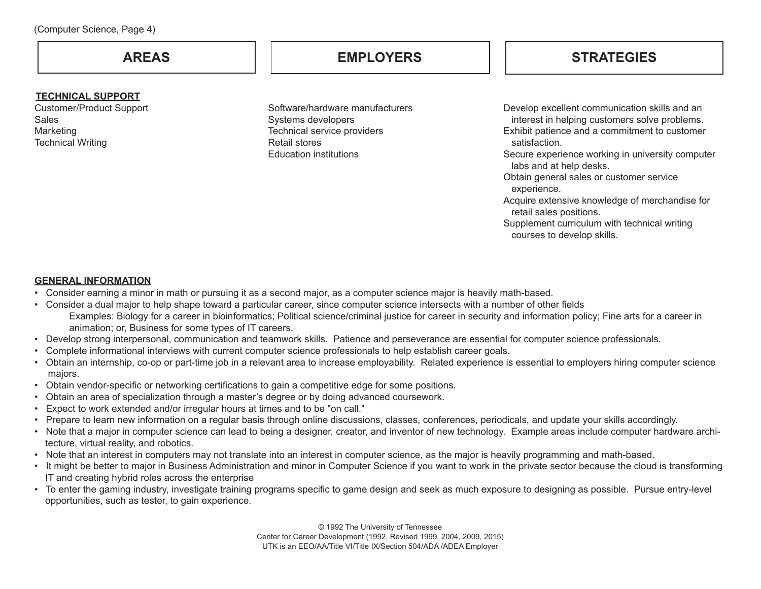| AREAS | EMPLOYERS | STRATEGIES |
|---|---|---|
| **TECHNICAL SUPPORT** | | |
| Customer/Product Support<br>Sales<br>Marketing<br>Technical Writing | Software/hardware manufacturers<br>Systems developers<br>Technical service providers<br>Retail stores<br>Education institutions | Develop excellent communication skills and an interest in helping customers solve problems.<br>Exhibit patience and a commitment to customer satisfaction.<br>Secure experience working in university computer labs and at help desks.<br>Obtain general sales or customer service experience.<br>Acquire extensive knowledge of merchandise for retail sales positions.<br>Supplement curriculum with technical writing courses to develop skills. |

## GENERAL INFORMATION

- Consider earning a minor in math or pursuing it as a second major, as a computer science major is heavily math-based.
- Consider a dual major to help shape toward a particular career, since computer science intersects with a number of other fields
  - Examples: Biology for a career in bioinformatics; Political science/criminal justice for career in security and information policy; Fine arts for a career in animation; or, Business for some types of IT careers.
- Develop strong interpersonal, communication and teamwork skills. Patience and perseverance are essential for computer science professionals.
- Complete informational interviews with current computer science professionals to help establish career goals.
- Obtain an internship, co-op or part-time job in a relevant area to increase employability. Related experience is essential to employers hiring computer science majors.
- Obtain vendor-specific or networking certifications to gain a competitive edge for some positions.
- Obtain an area of specialization through a master's degree or by doing advanced coursework.
- Expect to work extended and/or irregular hours at times and to be "on call."
- Prepare to learn new information on a regular basis through online discussions, classes, conferences, periodicals, and update your skills accordingly.
- Note that a major in computer science can lead to being a designer, creator, and inventor of new technology. Example areas include computer hardware architecture, virtual reality, and robotics.
- Note that an interest in computers may not translate into an interest in computer science, as the major is heavily programming and math-based.
- It might be better to major in Business Administration and minor in Computer Science if you want to work in the private sector because the cloud is transforming IT and creating hybrid roles across the enterprise
- To enter the gaming industry, investigate training programs specific to game design and seek as much exposure to designing as possible. Pursue entry-level opportunities, such as tester, to gain experience.

© 1992 The University of Tennessee
Center for Career Development (1992, Revised 1999, 2004, 2009, 2015)
UTK is an EEO/AA/Title VI/Title IX/Section 504/ADA /ADEA Employer